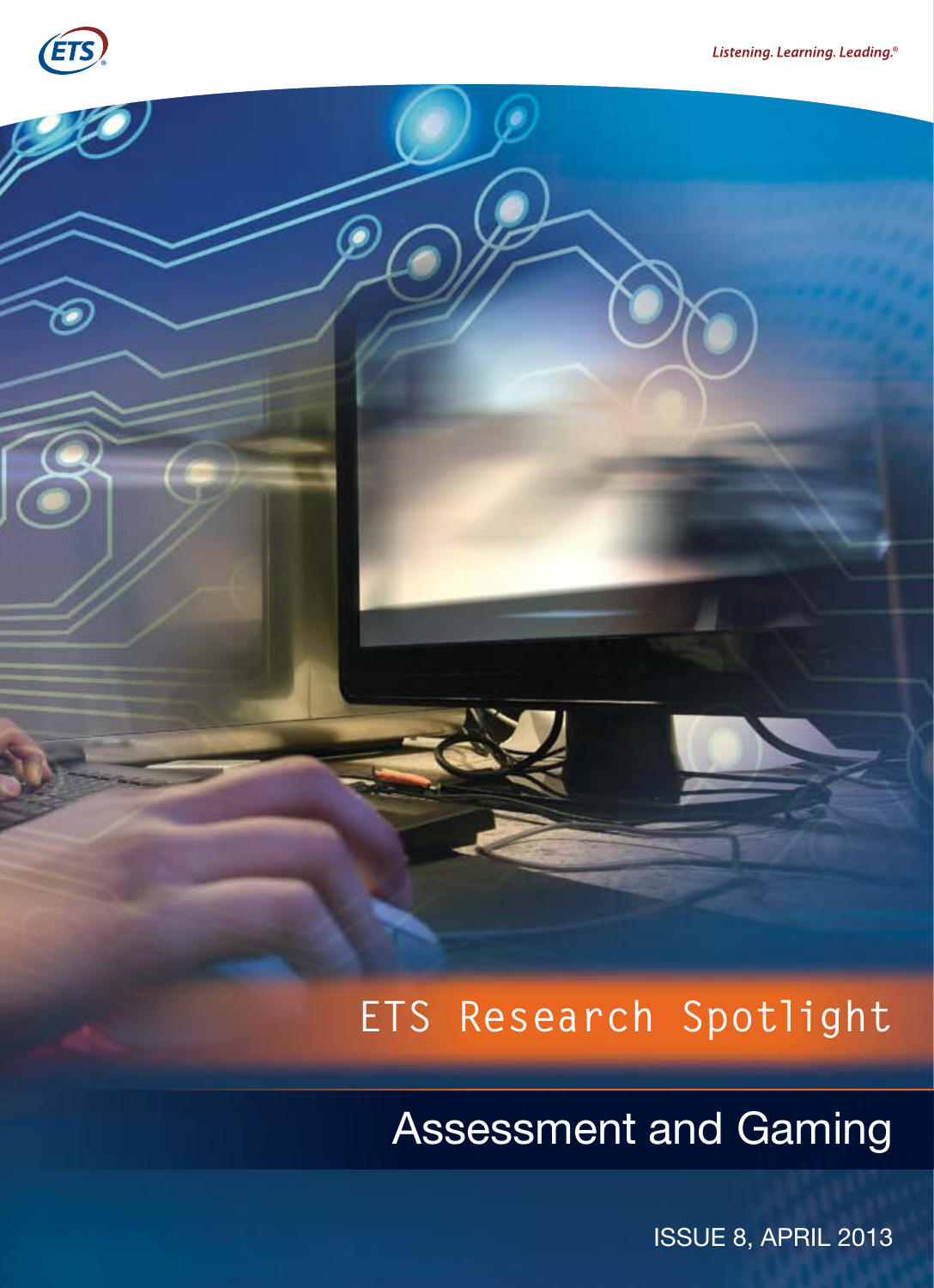ETS

Listening. Learning. Leading.®

# ETS Research Spotlight

## Assessment and Gaming

ISSUE 8, APRIL 2013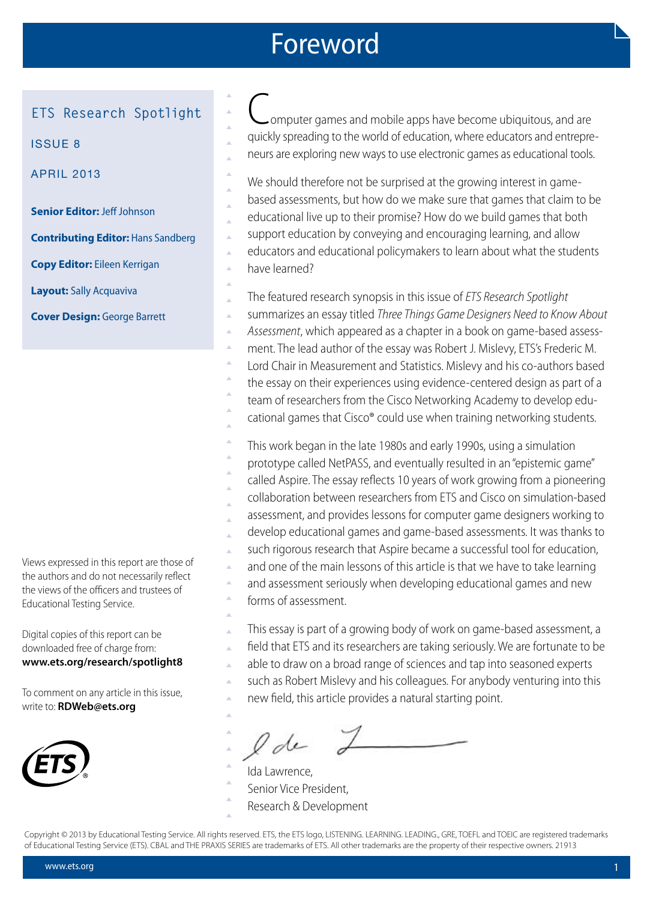# Foreword

ETS Research Spotlight

ISSUE 8

APRIL 2013

**Senior Editor:** Jeff Johnson

**Contributing Editor:** Hans Sandberg

**Copy Editor:** Eileen Kerrigan

**Layout:** Sally Acquaviva

**Cover Design:** George Barrett

Computer games and mobile apps have become ubiquitous, and are quickly spreading to the world of education, where educators and entrepreneurs are exploring new ways to use electronic games as educational tools.

We should therefore not be surprised at the growing interest in game-based assessments, but how do we make sure that games that claim to be educational live up to their promise? How do we build games that both support education by conveying and encouraging learning, and allow educators and educational policymakers to learn about what the students have learned?

The featured research synopsis in this issue of *ETS Research Spotlight* summarizes an essay titled *Three Things Game Designers Need to Know About Assessment*, which appeared as a chapter in a book on game-based assessment. The lead author of the essay was Robert J. Mislevy, ETS's Frederic M. Lord Chair in Measurement and Statistics. Mislevy and his co-authors based the essay on their experiences using evidence-centered design as part of a team of researchers from the Cisco Networking Academy to develop educational games that Cisco® could use when training networking students.

This work began in the late 1980s and early 1990s, using a simulation prototype called NetPASS, and eventually resulted in an "epistemic game" called Aspire. The essay reflects 10 years of work growing from a pioneering collaboration between researchers from ETS and Cisco on simulation-based assessment, and provides lessons for computer game designers working to develop educational games and game-based assessments. It was thanks to such rigorous research that Aspire became a successful tool for education, and one of the main lessons of this article is that we have to take learning and assessment seriously when developing educational games and new forms of assessment.

This essay is part of a growing body of work on game-based assessment, a field that ETS and its researchers are taking seriously. We are fortunate to be able to draw on a broad range of sciences and tap into seasoned experts such as Robert Mislevy and his colleagues. For anybody venturing into this new field, this article provides a natural starting point.

Ida Lawrence,
Senior Vice President,
Research & Development

Views expressed in this report are those of the authors and do not necessarily reflect the views of the officers and trustees of Educational Testing Service.

Digital copies of this report can be downloaded free of charge from:
**www.ets.org/research/spotlight8**

To comment on any article in this issue, write to: **RDWeb@ets.org**

Copyright © 2013 by Educational Testing Service. All rights reserved. ETS, the ETS logo, LISTENING. LEARNING. LEADING., GRE, TOEFL and TOEIC are registered trademarks of Educational Testing Service (ETS). CBAL and THE PRAXIS SERIES are trademarks of ETS. All other trademarks are the property of their respective owners. 21913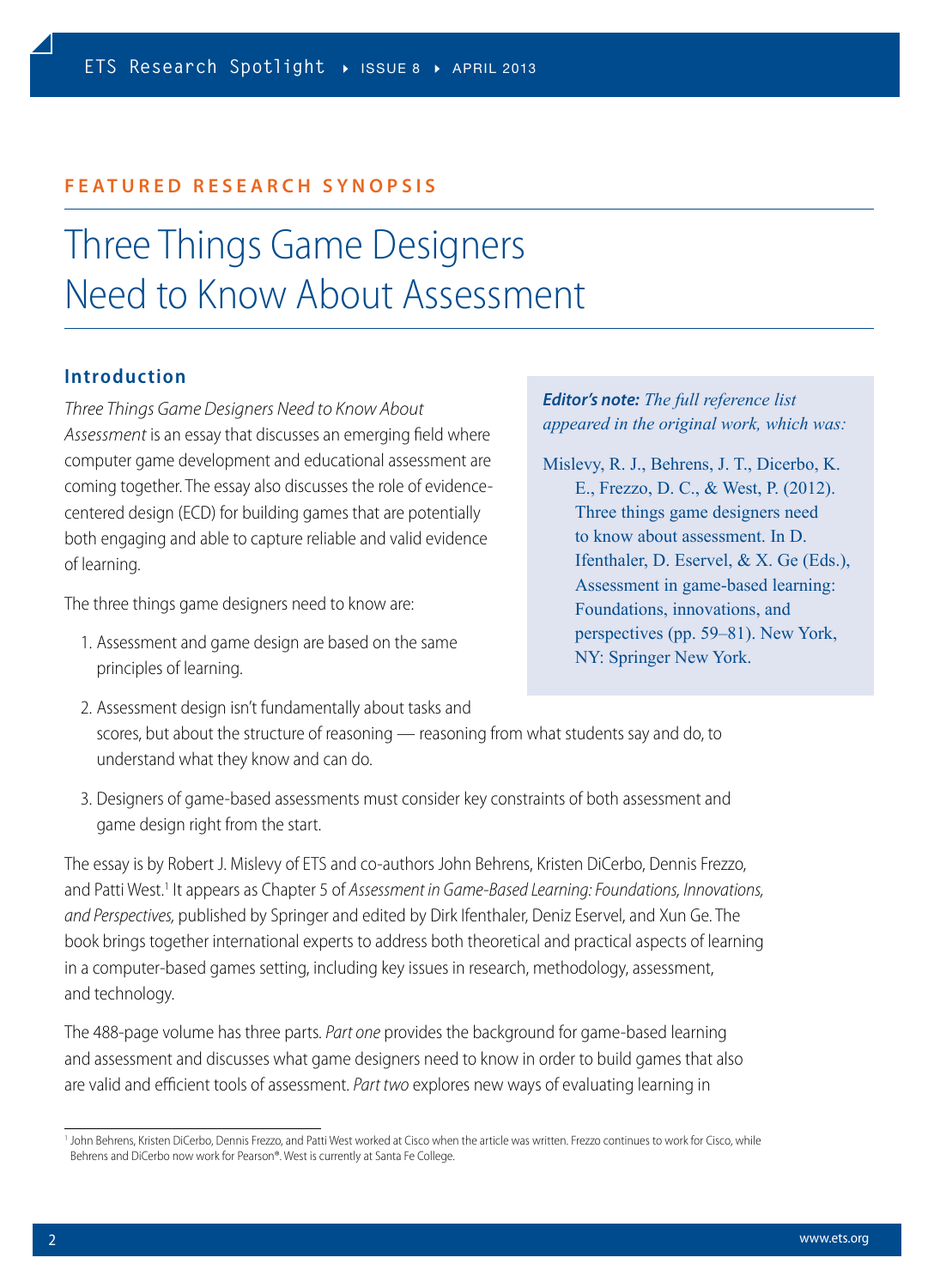## FEATURED RESEARCH SYNOPSIS

# Three Things Game Designers Need to Know About Assessment

### Introduction

*Three Things Game Designers Need to Know About Assessment* is an essay that discusses an emerging field where computer game development and educational assessment are coming together. The essay also discusses the role of evidence-centered design (ECD) for building games that are potentially both engaging and able to capture reliable and valid evidence of learning.

The three things game designers need to know are:

1. Assessment and game design are based on the same principles of learning.
2. Assessment design isn't fundamentally about tasks and scores, but about the structure of reasoning — reasoning from what students say and do, to understand what they know and can do.
3. Designers of game-based assessments must consider key constraints of both assessment and game design right from the start.

> ***Editor's note:*** *The full reference list appeared in the original work, which was:*
>
> Mislevy, R. J., Behrens, J. T., Dicerbo, K. E., Frezzo, D. C., & West, P. (2012). Three things game designers need to know about assessment. In D. Ifenthaler, D. Eservel, & X. Ge (Eds.), Assessment in game-based learning: Foundations, innovations, and perspectives (pp. 59–81). New York, NY: Springer New York.

The essay is by Robert J. Mislevy of ETS and co-authors John Behrens, Kristen DiCerbo, Dennis Frezzo, and Patti West.[1] It appears as Chapter 5 of *Assessment in Game-Based Learning: Foundations, Innovations, and Perspectives,* published by Springer and edited by Dirk Ifenthaler, Deniz Eserval, and Xun Ge. The book brings together international experts to address both theoretical and practical aspects of learning in a computer-based games setting, including key issues in research, methodology, assessment, and technology.

The 488-page volume has three parts. *Part one* provides the background for game-based learning and assessment and discusses what game designers need to know in order to build games that also are valid and efficient tools of assessment. *Part two* explores new ways of evaluating learning in

[1] John Behrens, Kristen DiCerbo, Dennis Frezzo, and Patti West worked at Cisco when the article was written. Frezzo continues to work for Cisco, while Behrens and DiCerbo now work for Pearson®. West is currently at Santa Fe College.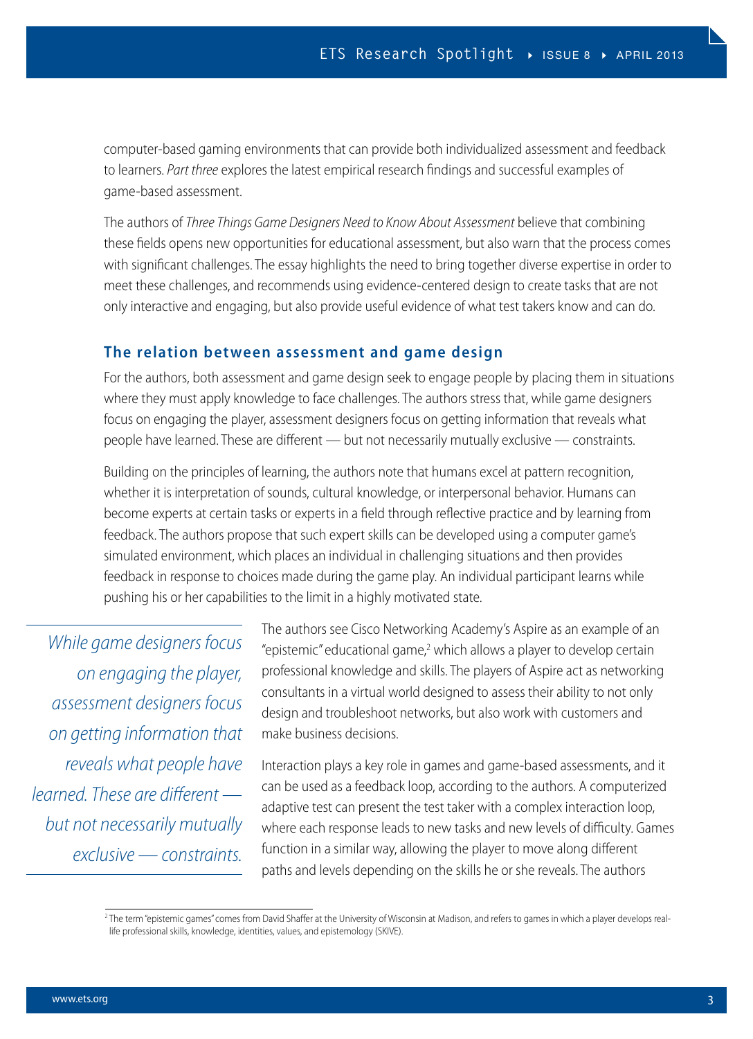computer-based gaming environments that can provide both individualized assessment and feedback to learners. *Part three* explores the latest empirical research findings and successful examples of game-based assessment.

The authors of *Three Things Game Designers Need to Know About Assessment* believe that combining these fields opens new opportunities for educational assessment, but also warn that the process comes with significant challenges. The essay highlights the need to bring together diverse expertise in order to meet these challenges, and recommends using evidence-centered design to create tasks that are not only interactive and engaging, but also provide useful evidence of what test takers know and can do.

## The relation between assessment and game design

For the authors, both assessment and game design seek to engage people by placing them in situations where they must apply knowledge to face challenges. The authors stress that, while game designers focus on engaging the player, assessment designers focus on getting information that reveals what people have learned. These are different — but not necessarily mutually exclusive — constraints.

Building on the principles of learning, the authors note that humans excel at pattern recognition, whether it is interpretation of sounds, cultural knowledge, or interpersonal behavior. Humans can become experts at certain tasks or experts in a field through reflective practice and by learning from feedback. The authors propose that such expert skills can be developed using a computer game's simulated environment, which places an individual in challenging situations and then provides feedback in response to choices made during the game play. An individual participant learns while pushing his or her capabilities to the limit in a highly motivated state.

> *While game designers focus on engaging the player, assessment designers focus on getting information that reveals what people have learned. These are different — but not necessarily mutually exclusive — constraints.*

The authors see Cisco Networking Academy's Aspire as an example of an "epistemic" educational game,[2] which allows a player to develop certain professional knowledge and skills. The players of Aspire act as networking consultants in a virtual world designed to assess their ability to not only design and troubleshoot networks, but also work with customers and make business decisions.

Interaction plays a key role in games and game-based assessments, and it can be used as a feedback loop, according to the authors. A computerized adaptive test can present the test taker with a complex interaction loop, where each response leads to new tasks and new levels of difficulty. Games function in a similar way, allowing the player to move along different paths and levels depending on the skills he or she reveals. The authors

[2] The term "epistemic games" comes from David Shaffer at the University of Wisconsin at Madison, and refers to games in which a player develops real-life professional skills, knowledge, identities, values, and epistemology (SKIVE).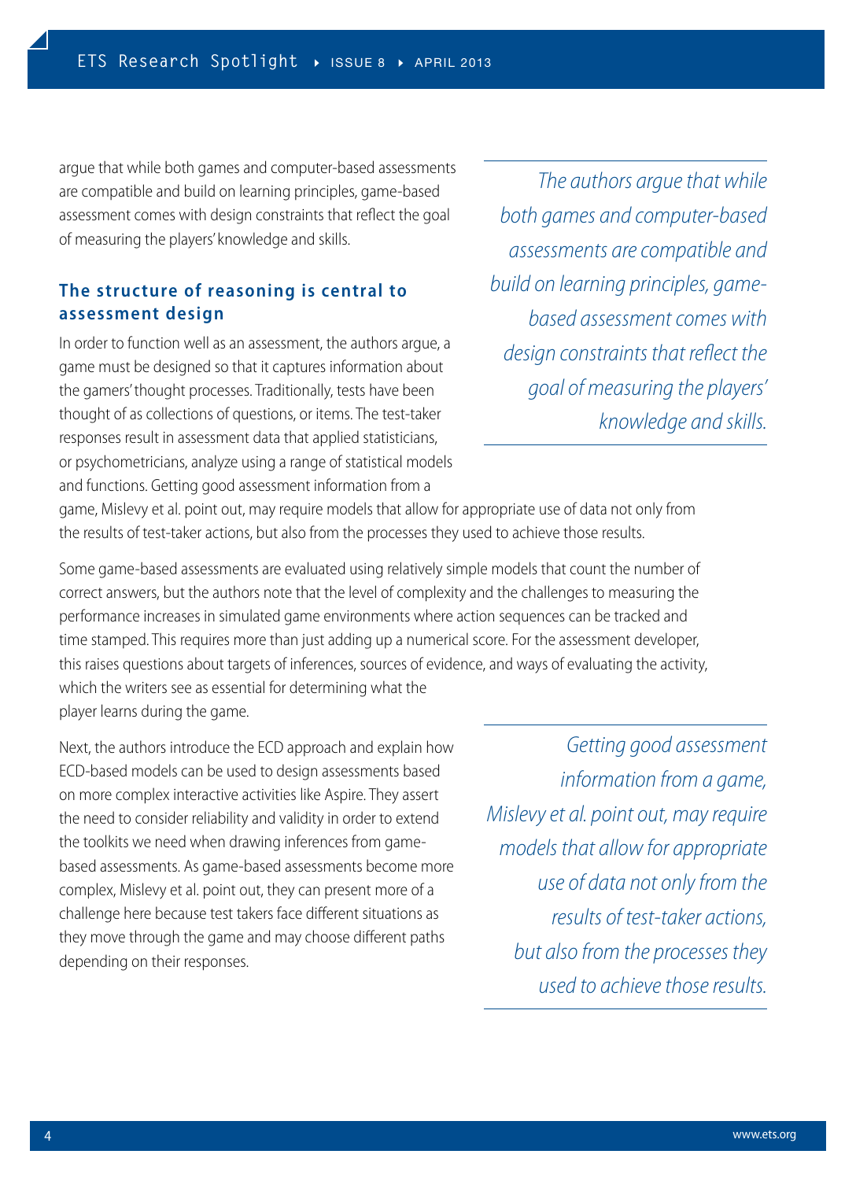argue that while both games and computer-based assessments are compatible and build on learning principles, game-based assessment comes with design constraints that reflect the goal of measuring the players' knowledge and skills.

*The authors argue that while both games and computer-based assessments are compatible and build on learning principles, game-based assessment comes with design constraints that reflect the goal of measuring the players' knowledge and skills.*

## The structure of reasoning is central to assessment design

In order to function well as an assessment, the authors argue, a game must be designed so that it captures information about the gamers' thought processes. Traditionally, tests have been thought of as collections of questions, or items. The test-taker responses result in assessment data that applied statisticians, or psychometricians, analyze using a range of statistical models and functions. Getting good assessment information from a game, Mislevy et al. point out, may require models that allow for appropriate use of data not only from the results of test-taker actions, but also from the processes they used to achieve those results.

Some game-based assessments are evaluated using relatively simple models that count the number of correct answers, but the authors note that the level of complexity and the challenges to measuring the performance increases in simulated game environments where action sequences can be tracked and time stamped. This requires more than just adding up a numerical score. For the assessment developer, this raises questions about targets of inferences, sources of evidence, and ways of evaluating the activity, which the writers see as essential for determining what the player learns during the game.

Next, the authors introduce the ECD approach and explain how ECD-based models can be used to design assessments based on more complex interactive activities like Aspire. They assert the need to consider reliability and validity in order to extend the toolkits we need when drawing inferences from game-based assessments. As game-based assessments become more complex, Mislevy et al. point out, they can present more of a challenge here because test takers face different situations as they move through the game and may choose different paths depending on their responses.

*Getting good assessment information from a game, Mislevy et al. point out, may require models that allow for appropriate use of data not only from the results of test-taker actions, but also from the processes they used to achieve those results.*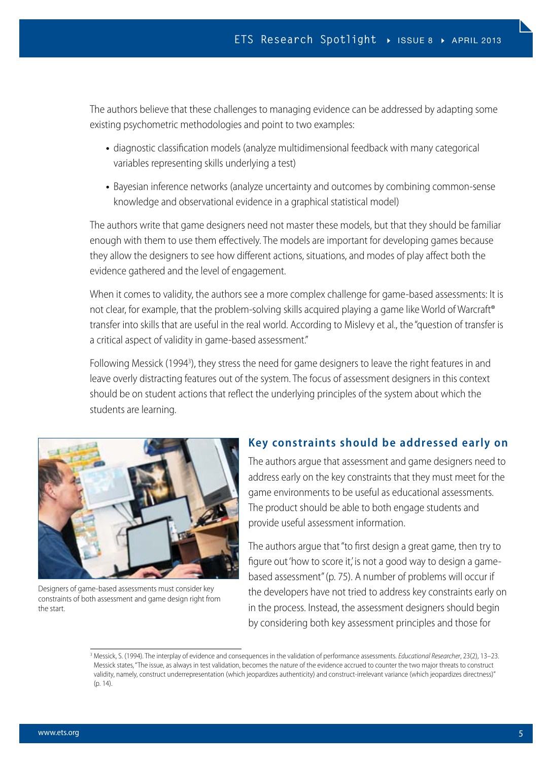The authors believe that these challenges to managing evidence can be addressed by adapting some existing psychometric methodologies and point to two examples:

- diagnostic classification models (analyze multidimensional feedback with many categorical variables representing skills underlying a test)
- Bayesian inference networks (analyze uncertainty and outcomes by combining common-sense knowledge and observational evidence in a graphical statistical model)

The authors write that game designers need not master these models, but that they should be familiar enough with them to use them effectively. The models are important for developing games because they allow the designers to see how different actions, situations, and modes of play affect both the evidence gathered and the level of engagement.

When it comes to validity, the authors see a more complex challenge for game-based assessments: It is not clear, for example, that the problem-solving skills acquired playing a game like World of Warcraft® transfer into skills that are useful in the real world. According to Mislevy et al., the "question of transfer is a critical aspect of validity in game-based assessment."

Following Messick (1994[3]), they stress the need for game designers to leave the right features in and leave overly distracting features out of the system. The focus of assessment designers in this context should be on student actions that reflect the underlying principles of the system about which the students are learning.

Designers of game-based assessments must consider key constraints of both assessment and game design right from the start.

## Key constraints should be addressed early on

The authors argue that assessment and game designers need to address early on the key constraints that they must meet for the game environments to be useful as educational assessments. The product should be able to both engage students and provide useful assessment information.

The authors argue that "to first design a great game, then try to figure out 'how to score it,' is not a good way to design a game-based assessment" (p. 75). A number of problems will occur if the developers have not tried to address key constraints early on in the process. Instead, the assessment designers should begin by considering both key assessment principles and those for

[3] Messick, S. (1994). The interplay of evidence and consequences in the validation of performance assessments. *Educational Researcher*, 23(2), 13–23. Messick states, "The issue, as always in test validation, becomes the nature of the evidence accrued to counter the two major threats to construct validity, namely, construct underrepresentation (which jeopardizes authenticity) and construct-irrelevant variance (which jeopardizes directness)" (p. 14).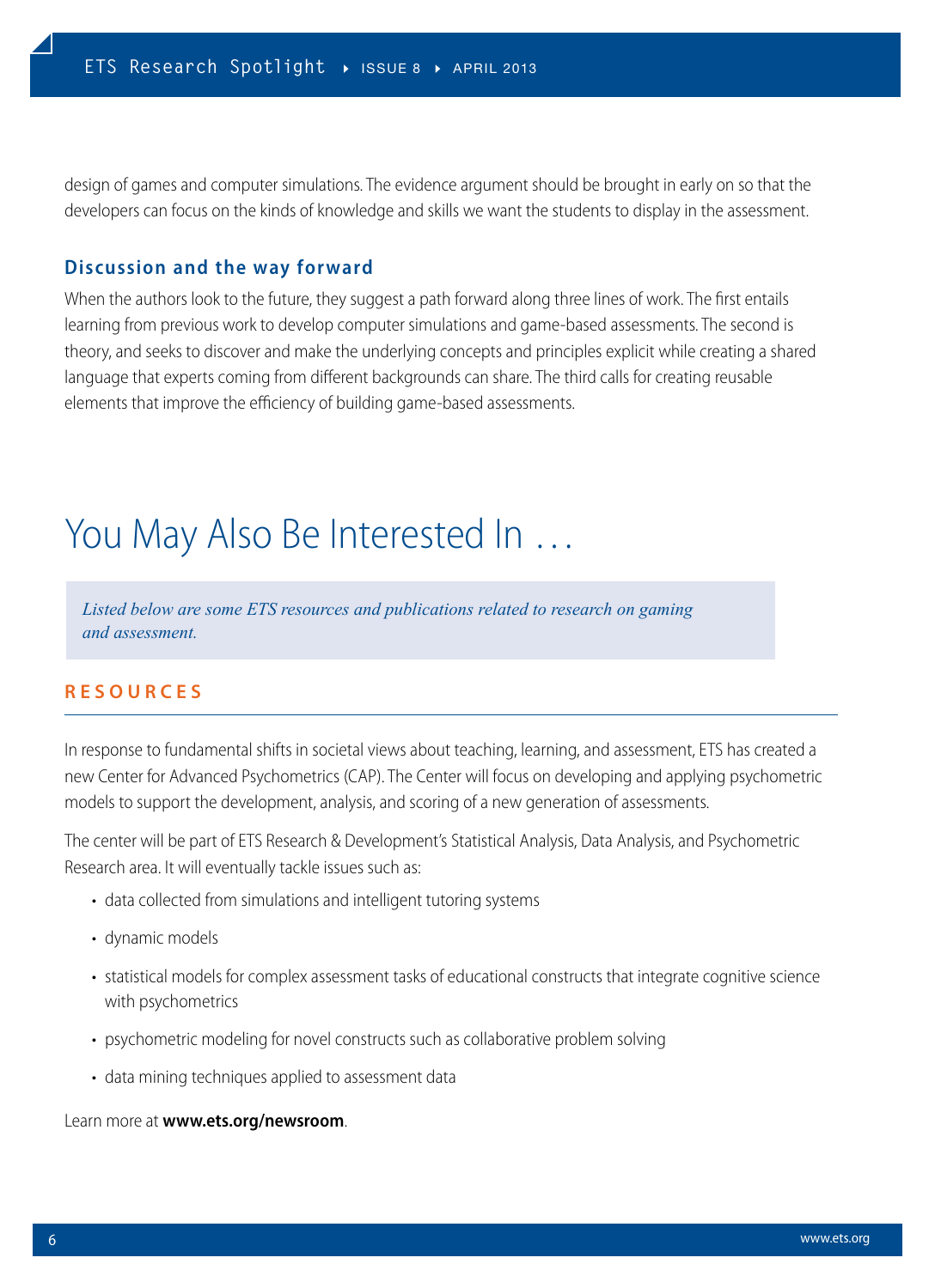design of games and computer simulations. The evidence argument should be brought in early on so that the developers can focus on the kinds of knowledge and skills we want the students to display in the assessment.

### Discussion and the way forward

When the authors look to the future, they suggest a path forward along three lines of work. The first entails learning from previous work to develop computer simulations and game-based assessments. The second is theory, and seeks to discover and make the underlying concepts and principles explicit while creating a shared language that experts coming from different backgrounds can share. The third calls for creating reusable elements that improve the efficiency of building game-based assessments.

# You May Also Be Interested In …

*Listed below are some ETS resources and publications related to research on gaming and assessment.*

## RESOURCES

In response to fundamental shifts in societal views about teaching, learning, and assessment, ETS has created a new Center for Advanced Psychometrics (CAP). The Center will focus on developing and applying psychometric models to support the development, analysis, and scoring of a new generation of assessments.

The center will be part of ETS Research & Development's Statistical Analysis, Data Analysis, and Psychometric Research area. It will eventually tackle issues such as:

- data collected from simulations and intelligent tutoring systems
- dynamic models
- statistical models for complex assessment tasks of educational constructs that integrate cognitive science with psychometrics
- psychometric modeling for novel constructs such as collaborative problem solving
- data mining techniques applied to assessment data

Learn more at **www.ets.org/newsroom**.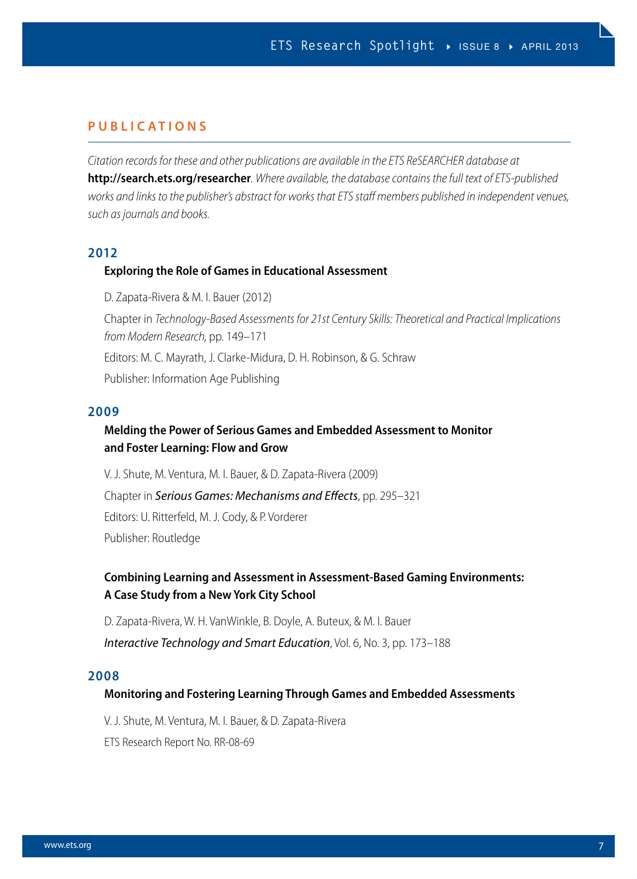## PUBLICATIONS

*Citation records for these and other publications are available in the ETS ReSEARCHER database at* **http://search.ets.org/researcher**. *Where available, the database contains the full text of ETS-published works and links to the publisher's abstract for works that ETS staff members published in independent venues, such as journals and books.*

### 2012

#### Exploring the Role of Games in Educational Assessment

D. Zapata-Rivera & M. I. Bauer (2012)

Chapter in *Technology-Based Assessments for 21st Century Skills: Theoretical and Practical Implications from Modern Research,* pp. 149–171

Editors: M. C. Mayrath, J. Clarke-Midura, D. H. Robinson, & G. Schraw

Publisher: Information Age Publishing

### 2009

#### Melding the Power of Serious Games and Embedded Assessment to Monitor and Foster Learning: Flow and Grow

V. J. Shute, M. Ventura, M. I. Bauer, & D. Zapata-Rivera (2009)

Chapter in *Serious Games: Mechanisms and Effects*, pp. 295–321

Editors: U. Ritterfeld, M. J. Cody, & P. Vorderer

Publisher: Routledge

#### Combining Learning and Assessment in Assessment-Based Gaming Environments: A Case Study from a New York City School

D. Zapata-Rivera, W. H. VanWinkle, B. Doyle, A. Buteux, & M. I. Bauer

*Interactive Technology and Smart Education*, Vol. 6, No. 3, pp. 173–188

### 2008

#### Monitoring and Fostering Learning Through Games and Embedded Assessments

V. J. Shute, M. Ventura, M. I. Bauer, & D. Zapata-Rivera

ETS Research Report No. RR-08-69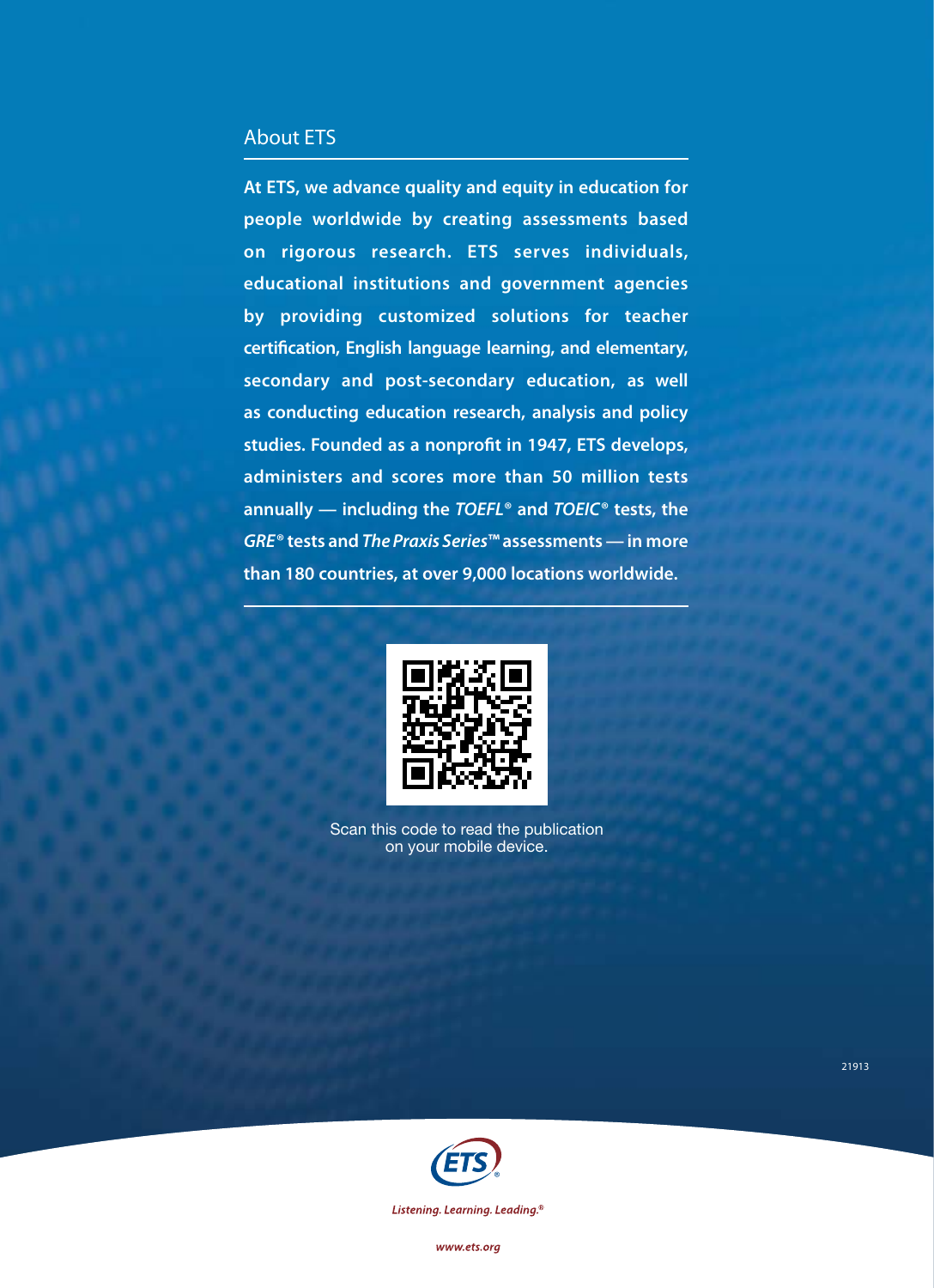## About ETS

**At ETS, we advance quality and equity in education for people worldwide by creating assessments based on rigorous research. ETS serves individuals, educational institutions and government agencies by providing customized solutions for teacher certification, English language learning, and elementary, secondary and post-secondary education, as well as conducting education research, analysis and policy studies. Founded as a nonprofit in 1947, ETS develops, administers and scores more than 50 million tests annually — including the *TOEFL*® and *TOEIC*® tests, the *GRE*® tests and *The Praxis Series*™ assessments — in more than 180 countries, at over 9,000 locations worldwide.**

Scan this code to read the publication on your mobile device.

21913

*Listening. Learning. Leading.*®

*www.ets.org*